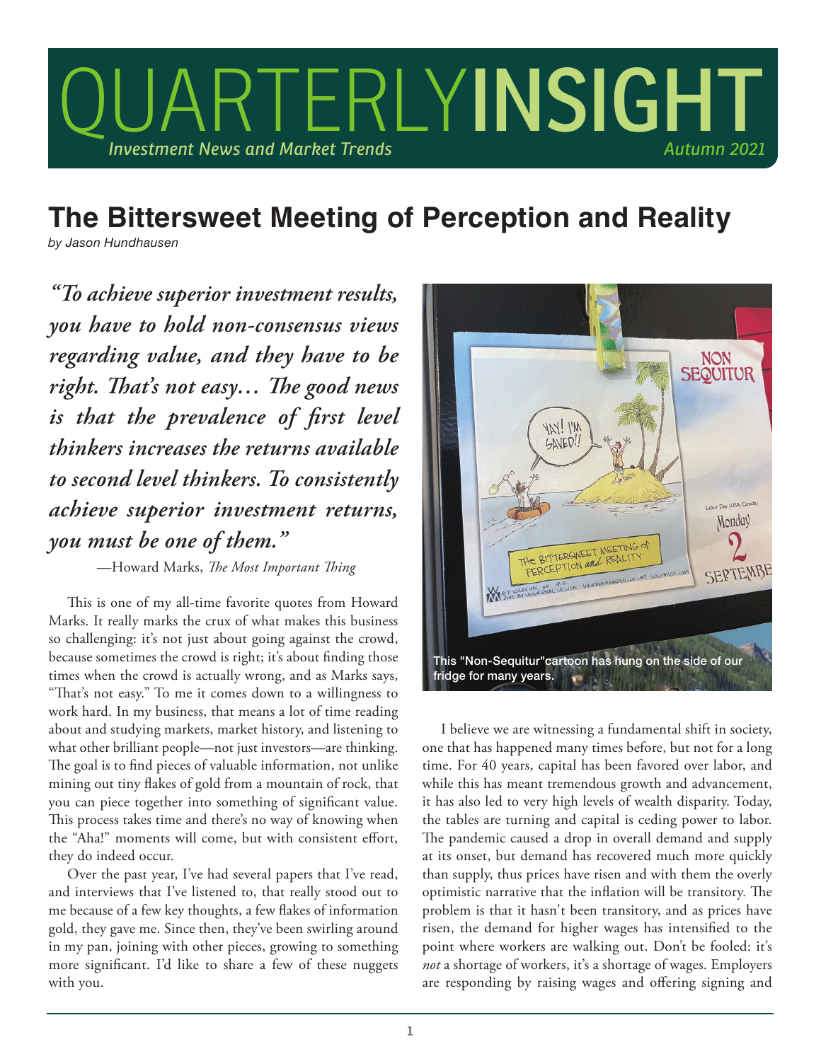# QUARTERLYINSIGHT

*Investment News and Market Trends* — *Autumn 2021*

## The Bittersweet Meeting of Perception and Reality

*by Jason Hundhausen*

> ***"To achieve superior investment results, you have to hold non-consensus views regarding value, and they have to be right. That's not easy… The good news is that the prevalence of first level thinkers increases the returns available to second level thinkers. To consistently achieve superior investment returns, you must be one of them."***
>
> —Howard Marks, *The Most Important Thing*

This is one of my all-time favorite quotes from Howard Marks. It really marks the crux of what makes this business so challenging: it's not just about going against the crowd, because sometimes the crowd is right; it's about finding those times when the crowd is actually wrong, and as Marks says, "That's not easy." To me it comes down to a willingness to work hard. In my business, that means a lot of time reading about and studying markets, market history, and listening to what other brilliant people—not just investors—are thinking. The goal is to find pieces of valuable information, not unlike mining out tiny flakes of gold from a mountain of rock, that you can piece together into something of significant value. This process takes time and there's no way of knowing when the "Aha!" moments will come, but with consistent effort, they do indeed occur.

Over the past year, I've had several papers that I've read, and interviews that I've listened to, that really stood out to me because of a few key thoughts, a few flakes of information gold, they gave me. Since then, they've been swirling around in my pan, joining with other pieces, growing to something more significant. I'd like to share a few of these nuggets with you.

This "Non-Sequitur"cartoon has hung on the side of our fridge for many years.

I believe we are witnessing a fundamental shift in society, one that has happened many times before, but not for a long time. For 40 years, capital has been favored over labor, and while this has meant tremendous growth and advancement, it has also led to very high levels of wealth disparity. Today, the tables are turning and capital is ceding power to labor. The pandemic caused a drop in overall demand and supply at its onset, but demand has recovered much more quickly than supply, thus prices have risen and with them the overly optimistic narrative that the inflation will be transitory. The problem is that it hasn't been transitory, and as prices have risen, the demand for higher wages has intensified to the point where workers are walking out. Don't be fooled: it's *not* a shortage of workers, it's a shortage of wages. Employers are responding by raising wages and offering signing and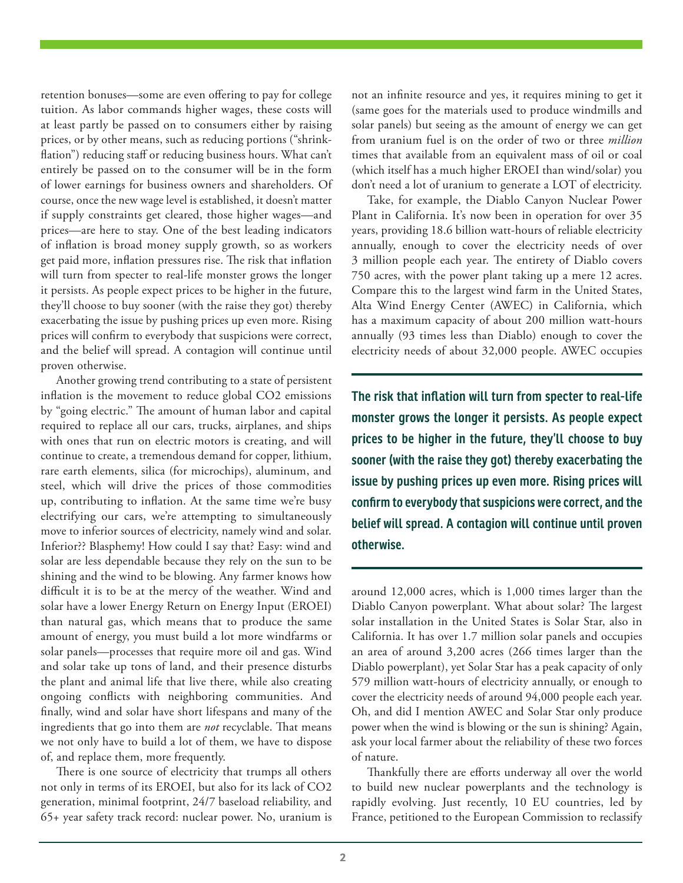retention bonuses—some are even offering to pay for college tuition. As labor commands higher wages, these costs will at least partly be passed on to consumers either by raising prices, or by other means, such as reducing portions ("shrinkflation") reducing staff or reducing business hours. What can't entirely be passed on to the consumer will be in the form of lower earnings for business owners and shareholders. Of course, once the new wage level is established, it doesn't matter if supply constraints get cleared, those higher wages—and prices—are here to stay. One of the best leading indicators of inflation is broad money supply growth, so as workers get paid more, inflation pressures rise. The risk that inflation will turn from specter to real-life monster grows the longer it persists. As people expect prices to be higher in the future, they'll choose to buy sooner (with the raise they got) thereby exacerbating the issue by pushing prices up even more. Rising prices will confirm to everybody that suspicions were correct, and the belief will spread. A contagion will continue until proven otherwise.

Another growing trend contributing to a state of persistent inflation is the movement to reduce global $CO_2$ emissions by "going electric." The amount of human labor and capital required to replace all our cars, trucks, airplanes, and ships with ones that run on electric motors is creating, and will continue to create, a tremendous demand for copper, lithium, rare earth elements, silica (for microchips), aluminum, and steel, which will drive the prices of those commodities up, contributing to inflation. At the same time we're busy electrifying our cars, we're attempting to simultaneously move to inferior sources of electricity, namely wind and solar. Inferior?? Blasphemy! How could I say that? Easy: wind and solar are less dependable because they rely on the sun to be shining and the wind to be blowing. Any farmer knows how difficult it is to be at the mercy of the weather. Wind and solar have a lower Energy Return on Energy Input (EROEI) than natural gas, which means that to produce the same amount of energy, you must build a lot more windfarms or solar panels—processes that require more oil and gas. Wind and solar take up tons of land, and their presence disturbs the plant and animal life that live there, while also creating ongoing conflicts with neighboring communities. And finally, wind and solar have short lifespans and many of the ingredients that go into them are *not* recyclable. That means we not only have to build a lot of them, we have to dispose of, and replace them, more frequently.

There is one source of electricity that trumps all others not only in terms of its EROEI, but also for its lack of $CO_2$ generation, minimal footprint, 24/7 baseload reliability, and 65+ year safety track record: nuclear power. No, uranium is not an infinite resource and yes, it requires mining to get it (same goes for the materials used to produce windmills and solar panels) but seeing as the amount of energy we can get from uranium fuel is on the order of two or three *million* times that available from an equivalent mass of oil or coal (which itself has a much higher EROEI than wind/solar) you don't need a lot of uranium to generate a LOT of electricity.

Take, for example, the Diablo Canyon Nuclear Power Plant in California. It's now been in operation for over 35 years, providing 18.6 billion watt-hours of reliable electricity annually, enough to cover the electricity needs of over 3 million people each year. The entirety of Diablo covers 750 acres, with the power plant taking up a mere 12 acres. Compare this to the largest wind farm in the United States, Alta Wind Energy Center (AWEC) in California, which has a maximum capacity of about 200 million watt-hours annually (93 times less than Diablo) enough to cover the electricity needs of about 32,000 people. AWEC occupies around 12,000 acres, which is 1,000 times larger than the Diablo Canyon powerplant. What about solar? The largest solar installation in the United States is Solar Star, also in California. It has over 1.7 million solar panels and occupies an area of around 3,200 acres (266 times larger than the Diablo powerplant), yet Solar Star has a peak capacity of only 579 million watt-hours of electricity annually, or enough to cover the electricity needs of around 94,000 people each year. Oh, and did I mention AWEC and Solar Star only produce power when the wind is blowing or the sun is shining? Again, ask your local farmer about the reliability of these two forces of nature.

> **The risk that inflation will turn from specter to real-life monster grows the longer it persists. As people expect prices to be higher in the future, they'll choose to buy sooner (with the raise they got) thereby exacerbating the issue by pushing prices up even more. Rising prices will confirm to everybody that suspicions were correct, and the belief will spread. A contagion will continue until proven otherwise.**

Thankfully there are efforts underway all over the world to build new nuclear powerplants and the technology is rapidly evolving. Just recently, 10 EU countries, led by France, petitioned to the European Commission to reclassify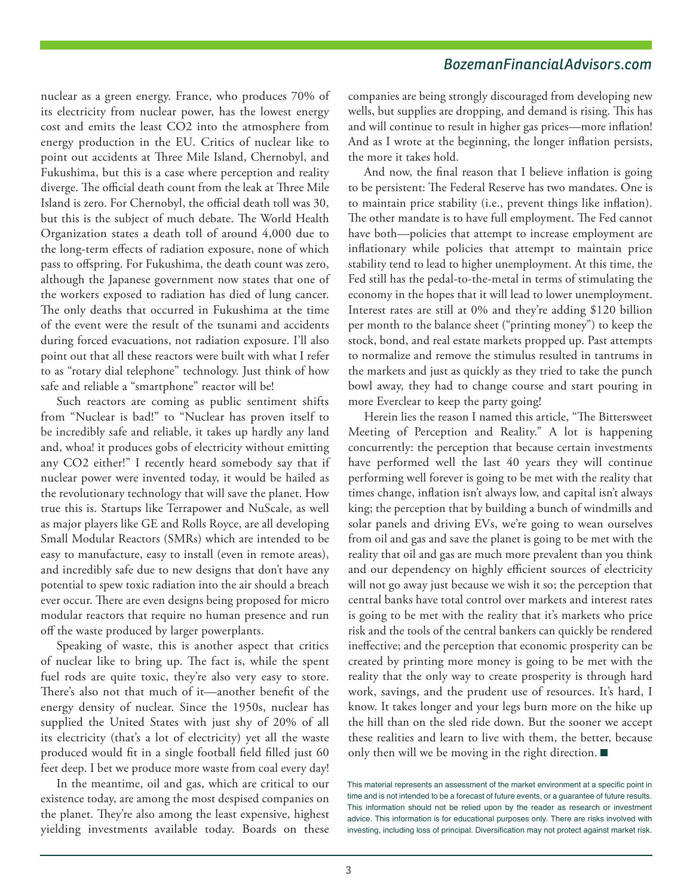nuclear as a green energy. France, who produces 70% of its electricity from nuclear power, has the lowest energy cost and emits the least $CO_2$ into the atmosphere from energy production in the EU. Critics of nuclear like to point out accidents at Three Mile Island, Chernobyl, and Fukushima, but this is a case where perception and reality diverge. The official death count from the leak at Three Mile Island is zero. For Chernobyl, the official death toll was 30, but this is the subject of much debate. The World Health Organization states a death toll of around 4,000 due to the long-term effects of radiation exposure, none of which pass to offspring. For Fukushima, the death count was zero, although the Japanese government now states that one of the workers exposed to radiation has died of lung cancer. The only deaths that occurred in Fukushima at the time of the event were the result of the tsunami and accidents during forced evacuations, not radiation exposure. I'll also point out that all these reactors were built with what I refer to as "rotary dial telephone" technology. Just think of how safe and reliable a "smartphone" reactor will be!

Such reactors are coming as public sentiment shifts from "Nuclear is bad!" to "Nuclear has proven itself to be incredibly safe and reliable, it takes up hardly any land and, whoa! it produces gobs of electricity without emitting any $CO_2$ either!" I recently heard somebody say that if nuclear power were invented today, it would be hailed as the revolutionary technology that will save the planet. How true this is. Startups like Terrapower and NuScale, as well as major players like GE and Rolls Royce, are all developing Small Modular Reactors (SMRs) which are intended to be easy to manufacture, easy to install (even in remote areas), and incredibly safe due to new designs that don't have any potential to spew toxic radiation into the air should a breach ever occur. There are even designs being proposed for micro modular reactors that require no human presence and run off the waste produced by larger powerplants.

Speaking of waste, this is another aspect that critics of nuclear like to bring up. The fact is, while the spent fuel rods are quite toxic, they're also very easy to store. There's also not that much of it—another benefit of the energy density of nuclear. Since the 1950s, nuclear has supplied the United States with just shy of 20% of all its electricity (that's a lot of electricity) yet all the waste produced would fit in a single football field filled just 60 feet deep. I bet we produce more waste from coal every day!

In the meantime, oil and gas, which are critical to our existence today, are among the most despised companies on the planet. They're also among the least expensive, highest yielding investments available today. Boards on these companies are being strongly discouraged from developing new wells, but supplies are dropping, and demand is rising. This has and will continue to result in higher gas prices—more inflation! And as I wrote at the beginning, the longer inflation persists, the more it takes hold.

And now, the final reason that I believe inflation is going to be persistent: The Federal Reserve has two mandates. One is to maintain price stability (i.e., prevent things like inflation). The other mandate is to have full employment. The Fed cannot have both—policies that attempt to increase employment are inflationary while policies that attempt to maintain price stability tend to lead to higher unemployment. At this time, the Fed still has the pedal-to-the-metal in terms of stimulating the economy in the hopes that it will lead to lower unemployment. Interest rates are still at 0% and they're adding $120 billion per month to the balance sheet ("printing money") to keep the stock, bond, and real estate markets propped up. Past attempts to normalize and remove the stimulus resulted in tantrums in the markets and just as quickly as they tried to take the punch bowl away, they had to change course and start pouring in more Everclear to keep the party going!

Herein lies the reason I named this article, "The Bittersweet Meeting of Perception and Reality." A lot is happening concurrently: the perception that because certain investments have performed well the last 40 years they will continue performing well forever is going to be met with the reality that times change, inflation isn't always low, and capital isn't always king; the perception that by building a bunch of windmills and solar panels and driving EVs, we're going to wean ourselves from oil and gas and save the planet is going to be met with the reality that oil and gas are much more prevalent than you think and our dependency on highly efficient sources of electricity will not go away just because we wish it so; the perception that central banks have total control over markets and interest rates is going to be met with the reality that it's markets who price risk and the tools of the central bankers can quickly be rendered ineffective; and the perception that economic prosperity can be created by printing more money is going to be met with the reality that the only way to create prosperity is through hard work, savings, and the prudent use of resources. It's hard, I know. It takes longer and your legs burn more on the hike up the hill than on the sled ride down. But the sooner we accept these realities and learn to live with them, the better, because only then will we be moving in the right direction. ■

This material represents an assessment of the market environment at a specific point in time and is not intended to be a forecast of future events, or a guarantee of future results. This information should not be relied upon by the reader as research or investment advice. This information is for educational purposes only. There are risks involved with investing, including loss of principal. Diversification may not protect against market risk.